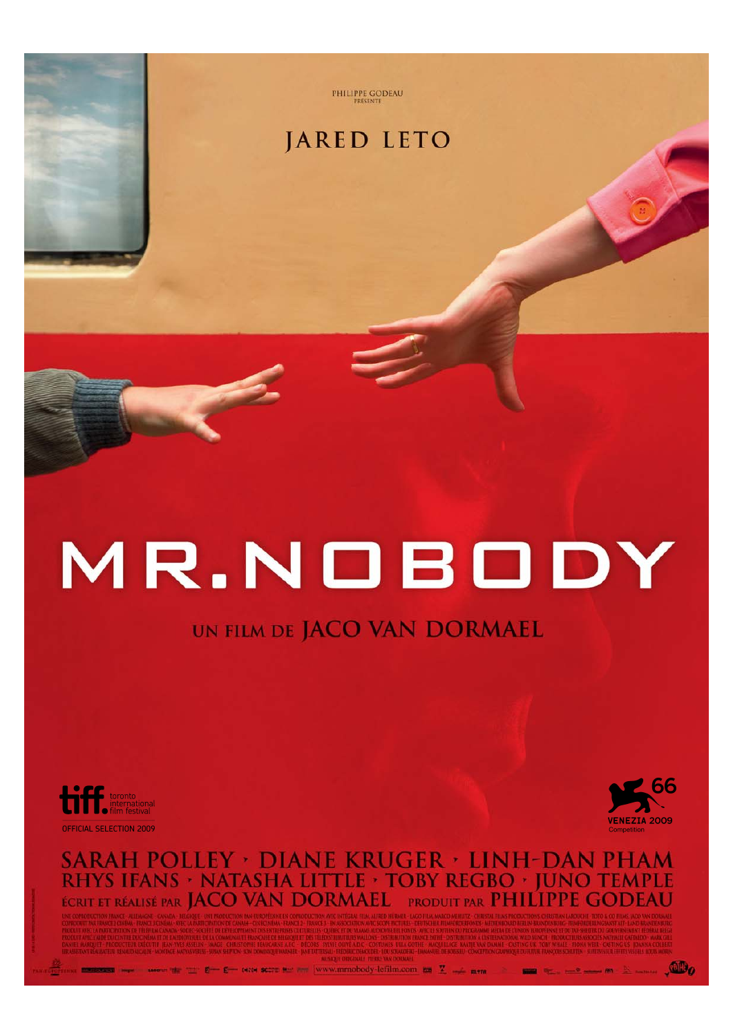PHILIPPE GODEAU
PRÉSENTE

JARED LETO

# MR.NOBODY

UN FILM DE JACO VAN DORMAEL

tiff. toronto international film festival
OFFICIAL SELECTION 2009

66
VENEZIA 2009
Competition

SARAH POLLEY · DIANE KRUGER · LINH-DAN PHAM
RHYS IFANS · NATASHA LITTLE · TOBY REGBO · JUNO TEMPLE
ÉCRIT ET RÉALISÉ PAR JACO VAN DORMAEL PRODUIT PAR PHILIPPE GODEAU

MUSIQUE ORIGINALE PIERRE VAN DORMAEL

www.mrnobody-lefilm.com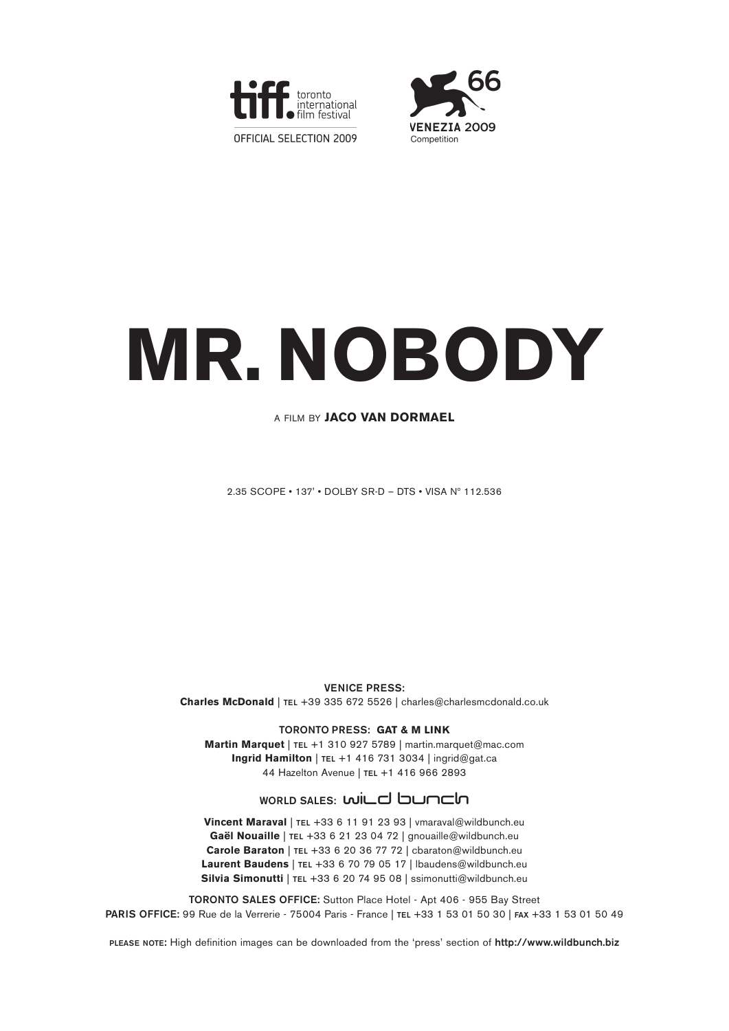tiff. toronto international film festival

OFFICIAL SELECTION 2009

66

VENEZIA 2009

Competition

# MR. NOBODY

A FILM BY **JACO VAN DORMAEL**

2.35 SCOPE • 137' • DOLBY SR-D – DTS • VISA N° 112.536

**VENICE PRESS:**

**Charles McDonald** | TEL +39 335 672 5526 | charles@charlesmcdonald.co.uk

**TORONTO PRESS: GAT & M LINK**

**Martin Marquet** | TEL +1 310 927 5789 | martin.marquet@mac.com

**Ingrid Hamilton** | TEL +1 416 731 3034 | ingrid@gat.ca

44 Hazelton Avenue | TEL +1 416 966 2893

**WORLD SALES:** wild bunch

**Vincent Maraval** | TEL +33 6 11 91 23 93 | vmaraval@wildbunch.eu

**Gaël Nouaille** | TEL +33 6 21 23 04 72 | gnouaille@wildbunch.eu

**Carole Baraton** | TEL +33 6 20 36 77 72 | cbaraton@wildbunch.eu

**Laurent Baudens** | TEL +33 6 70 79 05 17 | lbaudens@wildbunch.eu

**Silvia Simonutti** | TEL +33 6 20 74 95 08 | ssimonutti@wildbunch.eu

**TORONTO SALES OFFICE:** Sutton Place Hotel - Apt 406 - 955 Bay Street

**PARIS OFFICE:** 99 Rue de la Verrerie - 75004 Paris - France | TEL +33 1 53 01 50 30 | FAX +33 1 53 01 50 49

PLEASE NOTE: High definition images can be downloaded from the 'press' section of **http://www.wildbunch.biz**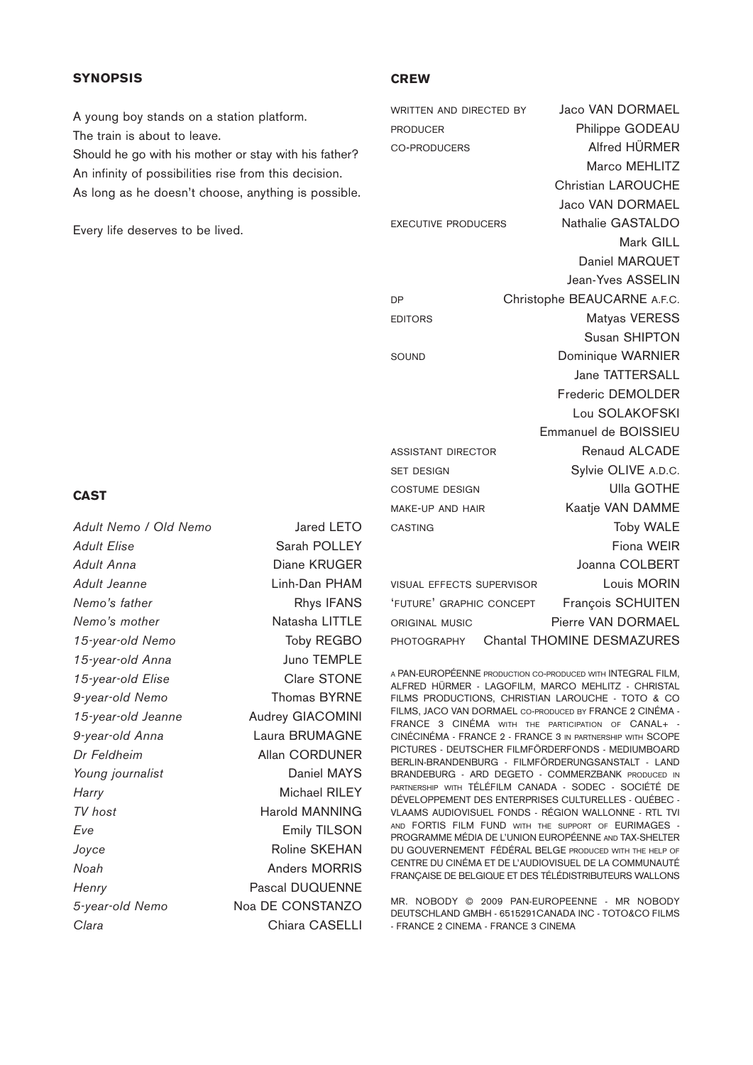## SYNOPSIS

A young boy stands on a station platform.
The train is about to leave.
Should he go with his mother or stay with his father?
An infinity of possibilities rise from this decision.
As long as he doesn't choose, anything is possible.

Every life deserves to be lived.

## CAST

| | |
|---|---|
| *Adult Nemo / Old Nemo* | Jared LETO |
| *Adult Elise* | Sarah POLLEY |
| *Adult Anna* | Diane KRUGER |
| *Adult Jeanne* | Linh-Dan PHAM |
| *Nemo's father* | Rhys IFANS |
| *Nemo's mother* | Natasha LITTLE |
| *15-year-old Nemo* | Toby REGBO |
| *15-year-old Anna* | Juno TEMPLE |
| *15-year-old Elise* | Clare STONE |
| *9-year-old Nemo* | Thomas BYRNE |
| *15-year-old Jeanne* | Audrey GIACOMINI |
| *9-year-old Anna* | Laura BRUMAGNE |
| *Dr Feldheim* | Allan CORDUNER |
| *Young journalist* | Daniel MAYS |
| *Harry* | Michael RILEY |
| *TV host* | Harold MANNING |
| *Eve* | Emily TILSON |
| *Joyce* | Roline SKEHAN |
| *Noah* | Anders MORRIS |
| *Henry* | Pascal DUQUENNE |
| *5-year-old Nemo* | Noa DE CONSTANZO |
| *Clara* | Chiara CASELLI |

## CREW

| | |
|---|---|
| WRITTEN AND DIRECTED BY | Jaco VAN DORMAEL |
| PRODUCER | Philippe GODEAU |
| CO-PRODUCERS | Alfred HÜRMER |
| | Marco MEHLITZ |
| | Christian LAROUCHE |
| | Jaco VAN DORMAEL |
| EXECUTIVE PRODUCERS | Nathalie GASTALDO |
| | Mark GILL |
| | Daniel MARQUET |
| | Jean-Yves ASSELIN |
| DP | Christophe BEAUCARNE A.F.C. |
| EDITORS | Matyas VERESS |
| | Susan SHIPTON |
| SOUND | Dominique WARNIER |
| | Jane TATTERSALL |
| | Frederic DEMOLDER |
| | Lou SOLAKOFSKI |
| | Emmanuel de BOISSIEU |
| ASSISTANT DIRECTOR | Renaud ALCADE |
| SET DESIGN | Sylvie OLIVE A.D.C. |
| COSTUME DESIGN | Ulla GOTHE |
| MAKE-UP AND HAIR | Kaatje VAN DAMME |
| CASTING | Toby WALE |
| | Fiona WEIR |
| | Joanna COLBERT |
| VISUAL EFFECTS SUPERVISOR | Louis MORIN |
| 'FUTURE' GRAPHIC CONCEPT | François SCHUITEN |
| ORIGINAL MUSIC | Pierre VAN DORMAEL |
| PHOTOGRAPHY | Chantal THOMINE DESMAZURES |

A PAN-EUROPÉENNE PRODUCTION CO-PRODUCED WITH INTEGRAL FILM, ALFRED HÜRMER - LAGOFILM, MARCO MEHLITZ - CHRISTAL FILMS PRODUCTIONS, CHRISTIAN LAROUCHE - TOTO & CO FILMS, JACO VAN DORMAEL CO-PRODUCED BY FRANCE 2 CINÉMA - FRANCE 3 CINÉMA WITH THE PARTICIPATION OF CANAL+ - CINÉCINÉMA - FRANCE 2 - FRANCE 3 IN PARTNERSHIP WITH SCOPE PICTURES - DEUTSCHER FILMFÖRDERFONDS - MEDIUMBOARD BERLIN-BRANDENBURG - FILMFÖRDERUNGSANSTALT - LAND BRANDEBURG - ARD DEGETO - COMMERZBANK PRODUCED IN PARTNERSHIP WITH TÉLÉFILM CANADA - SODEC - SOCIÉTÉ DE DÉVELOPPEMENT DES ENTERPRISES CULTURELLES - QUÉBEC - VLAAMS AUDIOVISUEL FONDS - RÉGION WALLONNE - RTL TVI AND FORTIS FILM FUND WITH THE SUPPORT OF EURIMAGES - PROGRAMME MÉDIA DE L'UNION EUROPÉENNE AND TAX-SHELTER DU GOUVERNEMENT FÉDÉRAL BELGE PRODUCED WITH THE HELP OF CENTRE DU CINÉMA ET DE L'AUDIOVISUEL DE LA COMMUNAUTÉ FRANÇAISE DE BELGIQUE ET DES TÉLÉDISTRIBUTEURS WALLONS

MR. NOBODY © 2009 PAN-EUROPEENNE - MR NOBODY DEUTSCHLAND GMBH - 6515291CANADA INC - TOTO&CO FILMS - FRANCE 2 CINEMA - FRANCE 3 CINEMA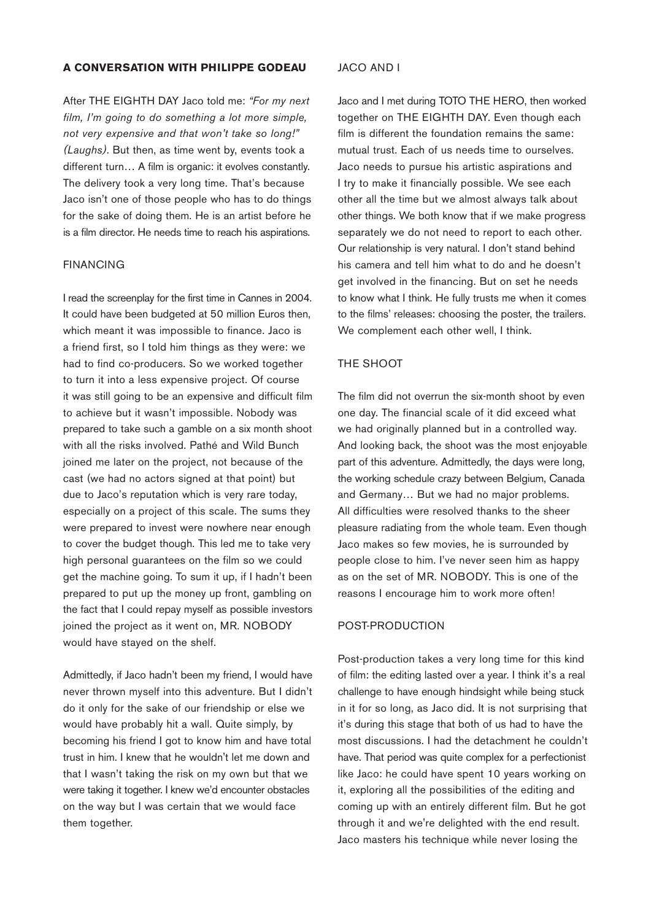## A CONVERSATION WITH PHILIPPE GODEAU

After THE EIGHTH DAY Jaco told me: *"For my next film, I'm going to do something a lot more simple, not very expensive and that won't take so long!" (Laughs)*. But then, as time went by, events took a different turn… A film is organic: it evolves constantly. The delivery took a very long time. That's because Jaco isn't one of those people who has to do things for the sake of doing them. He is an artist before he is a film director. He needs time to reach his aspirations.

### FINANCING

I read the screenplay for the first time in Cannes in 2004. It could have been budgeted at 50 million Euros then, which meant it was impossible to finance. Jaco is a friend first, so I told him things as they were: we had to find co-producers. So we worked together to turn it into a less expensive project. Of course it was still going to be an expensive and difficult film to achieve but it wasn't impossible. Nobody was prepared to take such a gamble on a six month shoot with all the risks involved. Pathé and Wild Bunch joined me later on the project, not because of the cast (we had no actors signed at that point) but due to Jaco's reputation which is very rare today, especially on a project of this scale. The sums they were prepared to invest were nowhere near enough to cover the budget though. This led me to take very high personal guarantees on the film so we could get the machine going. To sum it up, if I hadn't been prepared to put up the money up front, gambling on the fact that I could repay myself as possible investors joined the project as it went on, MR. NOBODY would have stayed on the shelf.

Admittedly, if Jaco hadn't been my friend, I would have never thrown myself into this adventure. But I didn't do it only for the sake of our friendship or else we would have probably hit a wall. Quite simply, by becoming his friend I got to know him and have total trust in him. I knew that he wouldn't let me down and that I wasn't taking the risk on my own but that we were taking it together. I knew we'd encounter obstacles on the way but I was certain that we would face them together.

### JACO AND I

Jaco and I met during TOTO THE HERO, then worked together on THE EIGHTH DAY. Even though each film is different the foundation remains the same: mutual trust. Each of us needs time to ourselves. Jaco needs to pursue his artistic aspirations and I try to make it financially possible. We see each other all the time but we almost always talk about other things. We both know that if we make progress separately we do not need to report to each other. Our relationship is very natural. I don't stand behind his camera and tell him what to do and he doesn't get involved in the financing. But on set he needs to know what I think. He fully trusts me when it comes to the films' releases: choosing the poster, the trailers. We complement each other well, I think.

### THE SHOOT

The film did not overrun the six-month shoot by even one day. The financial scale of it did exceed what we had originally planned but in a controlled way. And looking back, the shoot was the most enjoyable part of this adventure. Admittedly, the days were long, the working schedule crazy between Belgium, Canada and Germany… But we had no major problems. All difficulties were resolved thanks to the sheer pleasure radiating from the whole team. Even though Jaco makes so few movies, he is surrounded by people close to him. I've never seen him as happy as on the set of MR. NOBODY. This is one of the reasons I encourage him to work more often!

### POST-PRODUCTION

Post-production takes a very long time for this kind of film: the editing lasted over a year. I think it's a real challenge to have enough hindsight while being stuck in it for so long, as Jaco did. It is not surprising that it's during this stage that both of us had to have the most discussions. I had the detachment he couldn't have. That period was quite complex for a perfectionist like Jaco: he could have spent 10 years working on it, exploring all the possibilities of the editing and coming up with an entirely different film. But he got through it and we're delighted with the end result. Jaco masters his technique while never losing the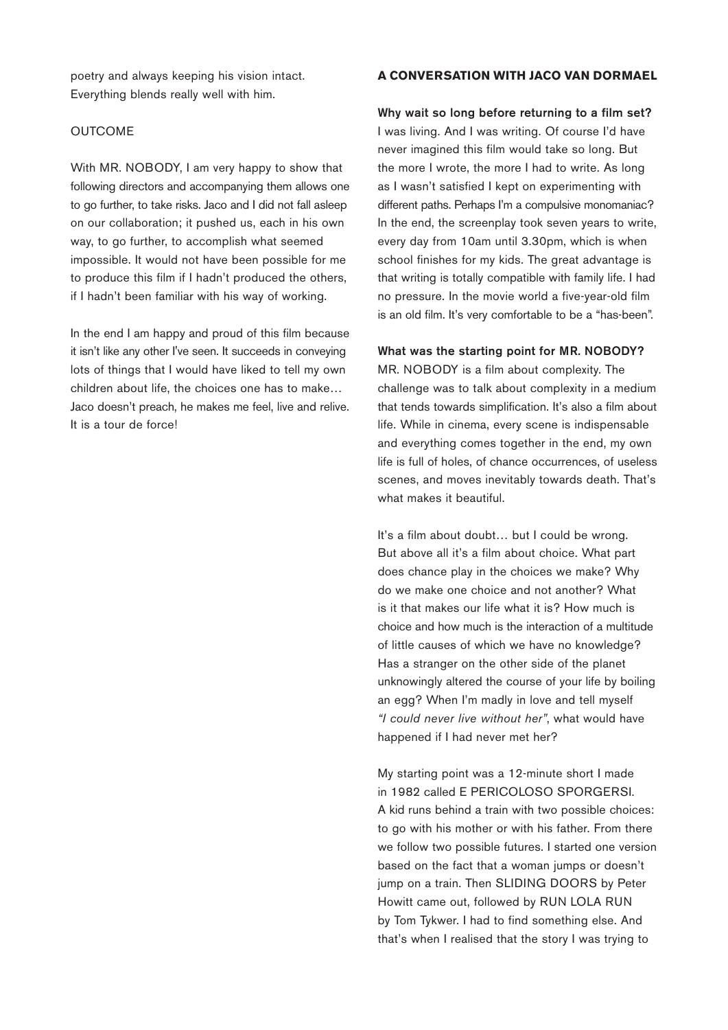poetry and always keeping his vision intact. Everything blends really well with him.

OUTCOME

With MR. NOBODY, I am very happy to show that following directors and accompanying them allows one to go further, to take risks. Jaco and I did not fall asleep on our collaboration; it pushed us, each in his own way, to go further, to accomplish what seemed impossible. It would not have been possible for me to produce this film if I hadn't produced the others, if I hadn't been familiar with his way of working.

In the end I am happy and proud of this film because it isn't like any other I've seen. It succeeds in conveying lots of things that I would have liked to tell my own children about life, the choices one has to make… Jaco doesn't preach, he makes me feel, live and relive. It is a tour de force!

## A CONVERSATION WITH JACO VAN DORMAEL

**Why wait so long before returning to a film set?**
I was living. And I was writing. Of course I'd have never imagined this film would take so long. But the more I wrote, the more I had to write. As long as I wasn't satisfied I kept on experimenting with different paths. Perhaps I'm a compulsive monomaniac? In the end, the screenplay took seven years to write, every day from 10am until 3.30pm, which is when school finishes for my kids. The great advantage is that writing is totally compatible with family life. I had no pressure. In the movie world a five-year-old film is an old film. It's very comfortable to be a "has-been".

**What was the starting point for MR. NOBODY?**
MR. NOBODY is a film about complexity. The challenge was to talk about complexity in a medium that tends towards simplification. It's also a film about life. While in cinema, every scene is indispensable and everything comes together in the end, my own life is full of holes, of chance occurrences, of useless scenes, and moves inevitably towards death. That's what makes it beautiful.

It's a film about doubt… but I could be wrong. But above all it's a film about choice. What part does chance play in the choices we make? Why do we make one choice and not another? What is it that makes our life what it is? How much is choice and how much is the interaction of a multitude of little causes of which we have no knowledge? Has a stranger on the other side of the planet unknowingly altered the course of your life by boiling an egg? When I'm madly in love and tell myself *"I could never live without her"*, what would have happened if I had never met her?

My starting point was a 12-minute short I made in 1982 called E PERICOLOSO SPORGERSI. A kid runs behind a train with two possible choices: to go with his mother or with his father. From there we follow two possible futures. I started one version based on the fact that a woman jumps or doesn't jump on a train. Then SLIDING DOORS by Peter Howitt came out, followed by RUN LOLA RUN by Tom Tykwer. I had to find something else. And that's when I realised that the story I was trying to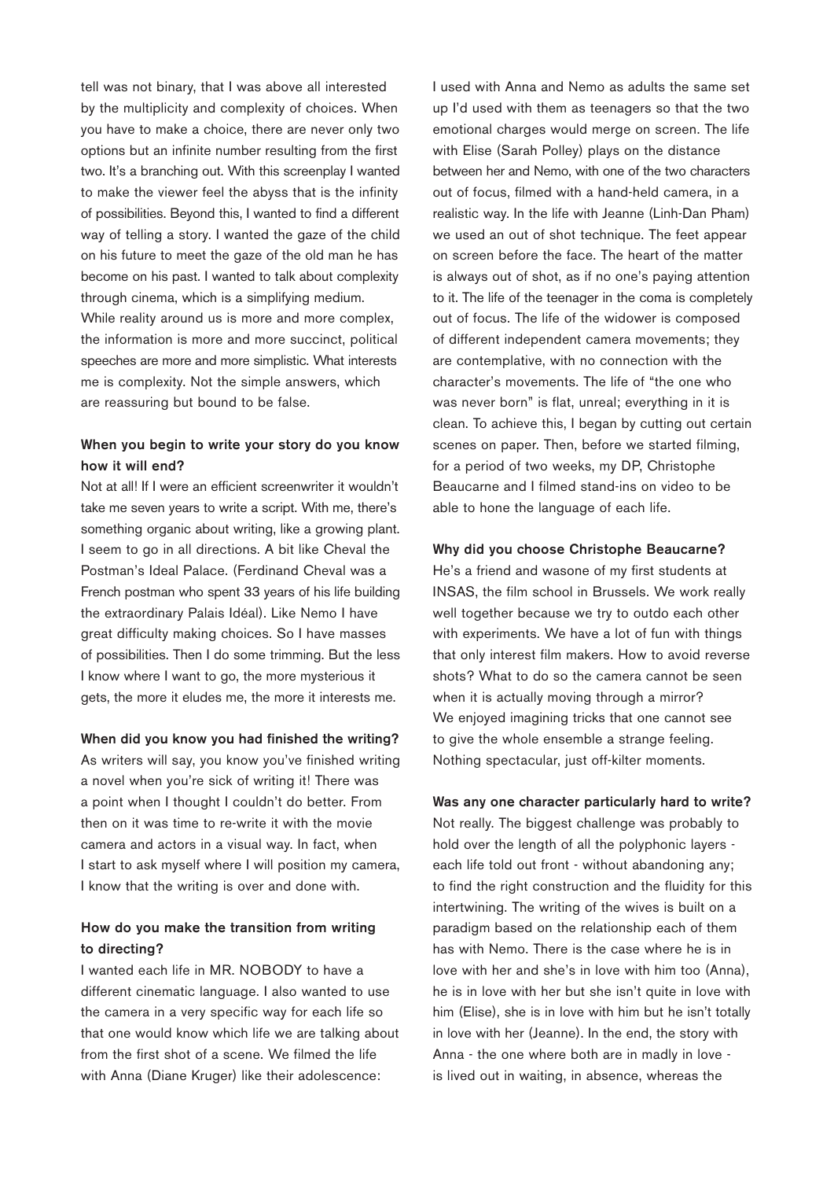tell was not binary, that I was above all interested by the multiplicity and complexity of choices. When you have to make a choice, there are never only two options but an infinite number resulting from the first two. It's a branching out. With this screenplay I wanted to make the viewer feel the abyss that is the infinity of possibilities. Beyond this, I wanted to find a different way of telling a story. I wanted the gaze of the child on his future to meet the gaze of the old man he has become on his past. I wanted to talk about complexity through cinema, which is a simplifying medium. While reality around us is more and more complex, the information is more and more succinct, political speeches are more and more simplistic. What interests me is complexity. Not the simple answers, which are reassuring but bound to be false.

**When you begin to write your story do you know how it will end?**

Not at all! If I were an efficient screenwriter it wouldn't take me seven years to write a script. With me, there's something organic about writing, like a growing plant. I seem to go in all directions. A bit like Cheval the Postman's Ideal Palace. (Ferdinand Cheval was a French postman who spent 33 years of his life building the extraordinary Palais Idéal). Like Nemo I have great difficulty making choices. So I have masses of possibilities. Then I do some trimming. But the less I know where I want to go, the more mysterious it gets, the more it eludes me, the more it interests me.

**When did you know you had finished the writing?**

As writers will say, you know you've finished writing a novel when you're sick of writing it! There was a point when I thought I couldn't do better. From then on it was time to re-write it with the movie camera and actors in a visual way. In fact, when I start to ask myself where I will position my camera, I know that the writing is over and done with.

**How do you make the transition from writing to directing?**

I wanted each life in MR. NOBODY to have a different cinematic language. I also wanted to use the camera in a very specific way for each life so that one would know which life we are talking about from the first shot of a scene. We filmed the life with Anna (Diane Kruger) like their adolescence: I used with Anna and Nemo as adults the same set up I'd used with them as teenagers so that the two emotional charges would merge on screen. The life with Elise (Sarah Polley) plays on the distance between her and Nemo, with one of the two characters out of focus, filmed with a hand-held camera, in a realistic way. In the life with Jeanne (Linh-Dan Pham) we used an out of shot technique. The feet appear on screen before the face. The heart of the matter is always out of shot, as if no one's paying attention to it. The life of the teenager in the coma is completely out of focus. The life of the widower is composed of different independent camera movements; they are contemplative, with no connection with the character's movements. The life of "the one who was never born" is flat, unreal; everything in it is clean. To achieve this, I began by cutting out certain scenes on paper. Then, before we started filming, for a period of two weeks, my DP, Christophe Beaucarne and I filmed stand-ins on video to be able to hone the language of each life.

**Why did you choose Christophe Beaucarne?**

He's a friend and wasone of my first students at INSAS, the film school in Brussels. We work really well together because we try to outdo each other with experiments. We have a lot of fun with things that only interest film makers. How to avoid reverse shots? What to do so the camera cannot be seen when it is actually moving through a mirror? We enjoyed imagining tricks that one cannot see to give the whole ensemble a strange feeling. Nothing spectacular, just off-kilter moments.

**Was any one character particularly hard to write?**

Not really. The biggest challenge was probably to hold over the length of all the polyphonic layers - each life told out front - without abandoning any; to find the right construction and the fluidity for this intertwining. The writing of the wives is built on a paradigm based on the relationship each of them has with Nemo. There is the case where he is in love with her and she's in love with him too (Anna), he is in love with her but she isn't quite in love with him (Elise), she is in love with him but he isn't totally in love with her (Jeanne). In the end, the story with Anna - the one where both are in madly in love - is lived out in waiting, in absence, whereas the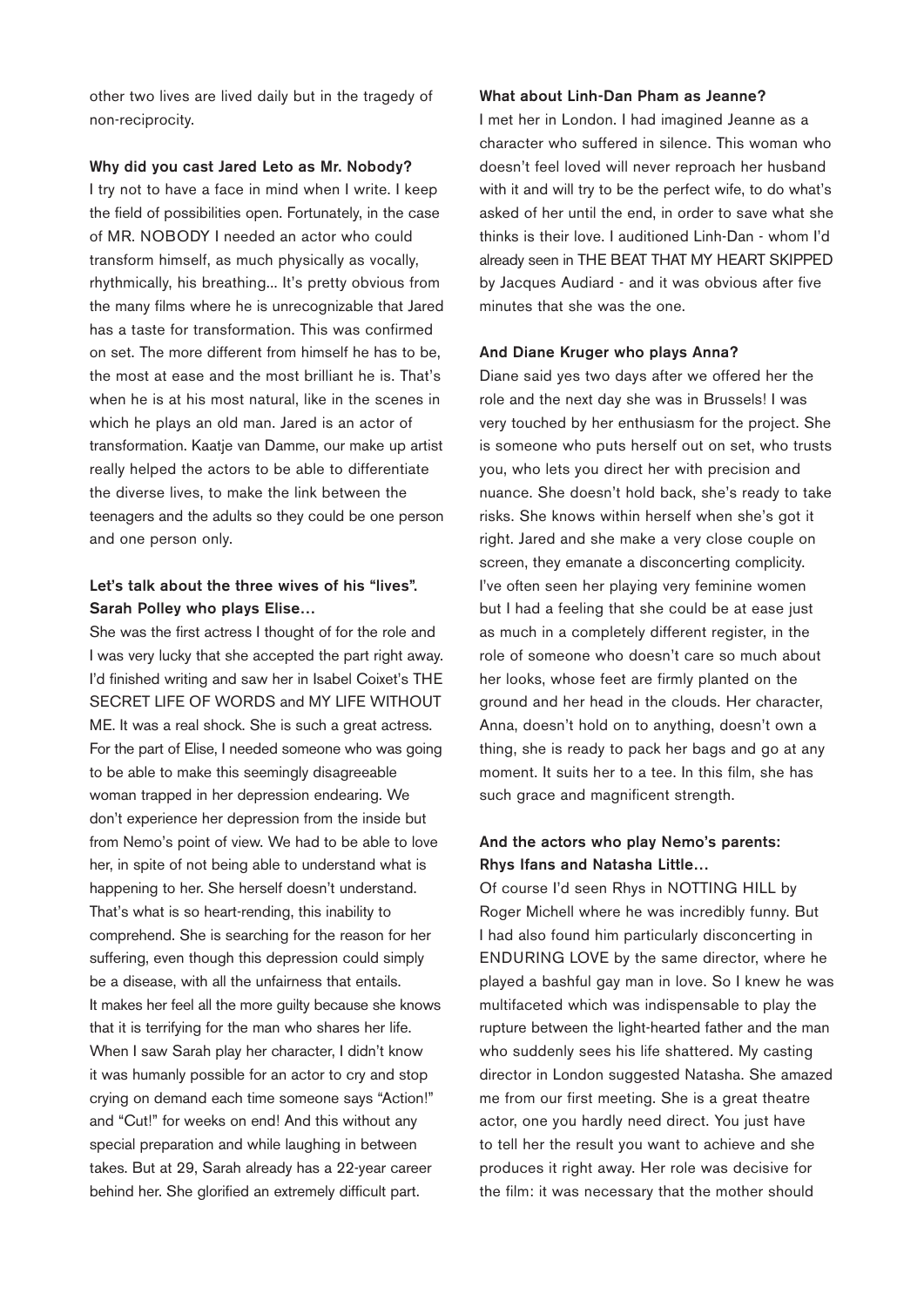other two lives are lived daily but in the tragedy of non-reciprocity.

**Why did you cast Jared Leto as Mr. Nobody?**

I try not to have a face in mind when I write. I keep the field of possibilities open. Fortunately, in the case of MR. NOBODY I needed an actor who could transform himself, as much physically as vocally, rhythmically, his breathing... It's pretty obvious from the many films where he is unrecognizable that Jared has a taste for transformation. This was confirmed on set. The more different from himself he has to be, the most at ease and the most brilliant he is. That's when he is at his most natural, like in the scenes in which he plays an old man. Jared is an actor of transformation. Kaatje van Damme, our make up artist really helped the actors to be able to differentiate the diverse lives, to make the link between the teenagers and the adults so they could be one person and one person only.

**Let's talk about the three wives of his "lives". Sarah Polley who plays Elise…**

She was the first actress I thought of for the role and I was very lucky that she accepted the part right away. I'd finished writing and saw her in Isabel Coixet's THE SECRET LIFE OF WORDS and MY LIFE WITHOUT ME. It was a real shock. She is such a great actress. For the part of Elise, I needed someone who was going to be able to make this seemingly disagreeable woman trapped in her depression endearing. We don't experience her depression from the inside but from Nemo's point of view. We had to be able to love her, in spite of not being able to understand what is happening to her. She herself doesn't understand. That's what is so heart-rending, this inability to comprehend. She is searching for the reason for her suffering, even though this depression could simply be a disease, with all the unfairness that entails. It makes her feel all the more guilty because she knows that it is terrifying for the man who shares her life. When I saw Sarah play her character, I didn't know it was humanly possible for an actor to cry and stop crying on demand each time someone says "Action!" and "Cut!" for weeks on end! And this without any special preparation and while laughing in between takes. But at 29, Sarah already has a 22-year career behind her. She glorified an extremely difficult part.

**What about Linh-Dan Pham as Jeanne?**

I met her in London. I had imagined Jeanne as a character who suffered in silence. This woman who doesn't feel loved will never reproach her husband with it and will try to be the perfect wife, to do what's asked of her until the end, in order to save what she thinks is their love. I auditioned Linh-Dan - whom I'd already seen in THE BEAT THAT MY HEART SKIPPED by Jacques Audiard - and it was obvious after five minutes that she was the one.

**And Diane Kruger who plays Anna?**

Diane said yes two days after we offered her the role and the next day she was in Brussels! I was very touched by her enthusiasm for the project. She is someone who puts herself out on set, who trusts you, who lets you direct her with precision and nuance. She doesn't hold back, she's ready to take risks. She knows within herself when she's got it right. Jared and she make a very close couple on screen, they emanate a disconcerting complicity. I've often seen her playing very feminine women but I had a feeling that she could be at ease just as much in a completely different register, in the role of someone who doesn't care so much about her looks, whose feet are firmly planted on the ground and her head in the clouds. Her character, Anna, doesn't hold on to anything, doesn't own a thing, she is ready to pack her bags and go at any moment. It suits her to a tee. In this film, she has such grace and magnificent strength.

**And the actors who play Nemo's parents: Rhys Ifans and Natasha Little…**

Of course I'd seen Rhys in NOTTING HILL by Roger Michell where he was incredibly funny. But I had also found him particularly disconcerting in ENDURING LOVE by the same director, where he played a bashful gay man in love. So I knew he was multifaceted which was indispensable to play the rupture between the light-hearted father and the man who suddenly sees his life shattered. My casting director in London suggested Natasha. She amazed me from our first meeting. She is a great theatre actor, one you hardly need direct. You just have to tell her the result you want to achieve and she produces it right away. Her role was decisive for the film: it was necessary that the mother should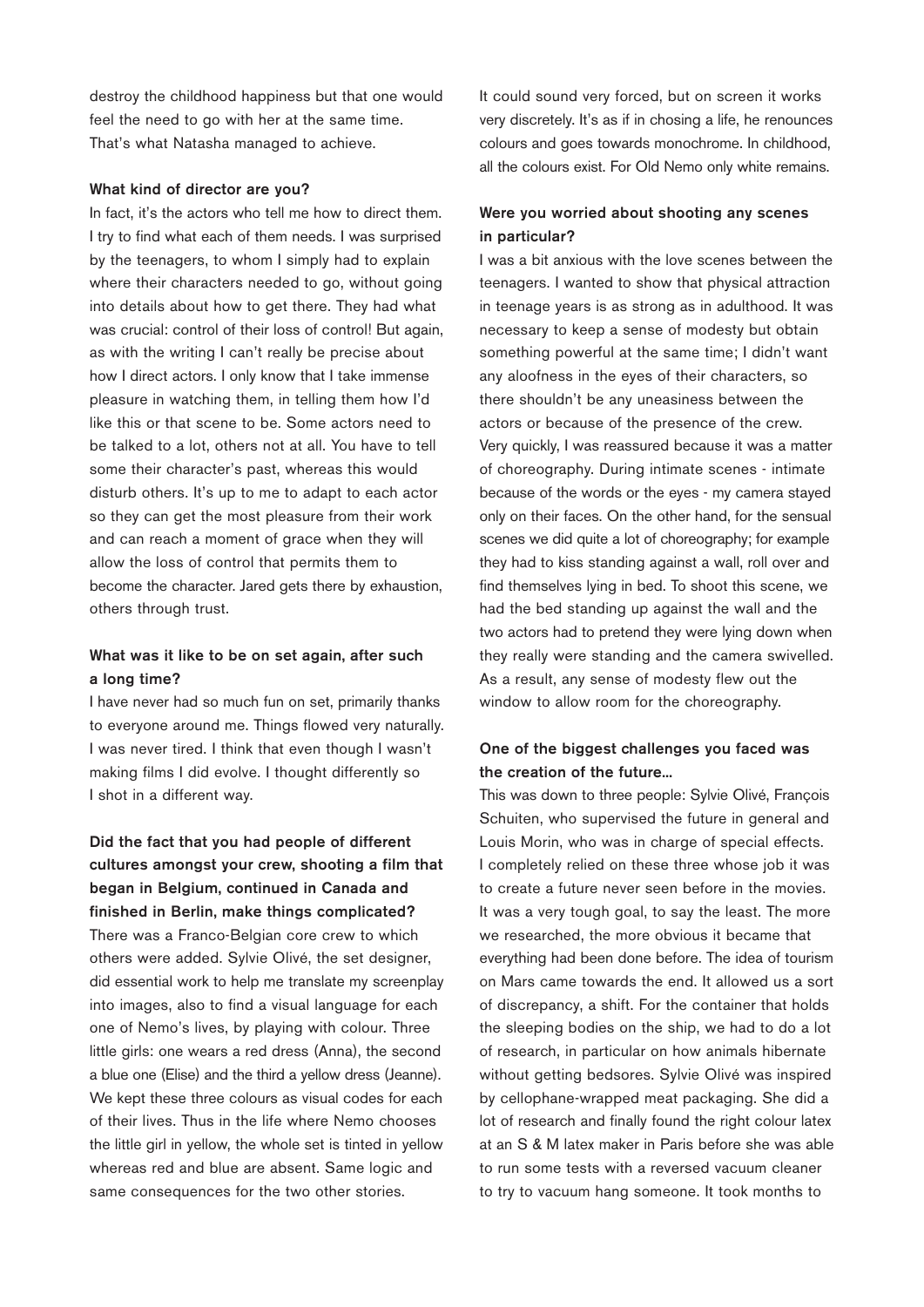destroy the childhood happiness but that one would feel the need to go with her at the same time. That's what Natasha managed to achieve.

**What kind of director are you?**

In fact, it's the actors who tell me how to direct them. I try to find what each of them needs. I was surprised by the teenagers, to whom I simply had to explain where their characters needed to go, without going into details about how to get there. They had what was crucial: control of their loss of control! But again, as with the writing I can't really be precise about how I direct actors. I only know that I take immense pleasure in watching them, in telling them how I'd like this or that scene to be. Some actors need to be talked to a lot, others not at all. You have to tell some their character's past, whereas this would disturb others. It's up to me to adapt to each actor so they can get the most pleasure from their work and can reach a moment of grace when they will allow the loss of control that permits them to become the character. Jared gets there by exhaustion, others through trust.

**What was it like to be on set again, after such a long time?**

I have never had so much fun on set, primarily thanks to everyone around me. Things flowed very naturally. I was never tired. I think that even though I wasn't making films I did evolve. I thought differently so I shot in a different way.

**Did the fact that you had people of different cultures amongst your crew, shooting a film that began in Belgium, continued in Canada and finished in Berlin, make things complicated?**

There was a Franco-Belgian core crew to which others were added. Sylvie Olivé, the set designer, did essential work to help me translate my screenplay into images, also to find a visual language for each one of Nemo's lives, by playing with colour. Three little girls: one wears a red dress (Anna), the second a blue one (Elise) and the third a yellow dress (Jeanne). We kept these three colours as visual codes for each of their lives. Thus in the life where Nemo chooses the little girl in yellow, the whole set is tinted in yellow whereas red and blue are absent. Same logic and same consequences for the two other stories.

It could sound very forced, but on screen it works very discretely. It's as if in chosing a life, he renounces colours and goes towards monochrome. In childhood, all the colours exist. For Old Nemo only white remains.

**Were you worried about shooting any scenes in particular?**

I was a bit anxious with the love scenes between the teenagers. I wanted to show that physical attraction in teenage years is as strong as in adulthood. It was necessary to keep a sense of modesty but obtain something powerful at the same time; I didn't want any aloofness in the eyes of their characters, so there shouldn't be any uneasiness between the actors or because of the presence of the crew. Very quickly, I was reassured because it was a matter of choreography. During intimate scenes - intimate because of the words or the eyes - my camera stayed only on their faces. On the other hand, for the sensual scenes we did quite a lot of choreography; for example they had to kiss standing against a wall, roll over and find themselves lying in bed. To shoot this scene, we had the bed standing up against the wall and the two actors had to pretend they were lying down when they really were standing and the camera swivelled. As a result, any sense of modesty flew out the window to allow room for the choreography.

**One of the biggest challenges you faced was the creation of the future...**

This was down to three people: Sylvie Olivé, François Schuiten, who supervised the future in general and Louis Morin, who was in charge of special effects. I completely relied on these three whose job it was to create a future never seen before in the movies. It was a very tough goal, to say the least. The more we researched, the more obvious it became that everything had been done before. The idea of tourism on Mars came towards the end. It allowed us a sort of discrepancy, a shift. For the container that holds the sleeping bodies on the ship, we had to do a lot of research, in particular on how animals hibernate without getting bedsores. Sylvie Olivé was inspired by cellophane-wrapped meat packaging. She did a lot of research and finally found the right colour latex at an S & M latex maker in Paris before she was able to run some tests with a reversed vacuum cleaner to try to vacuum hang someone. It took months to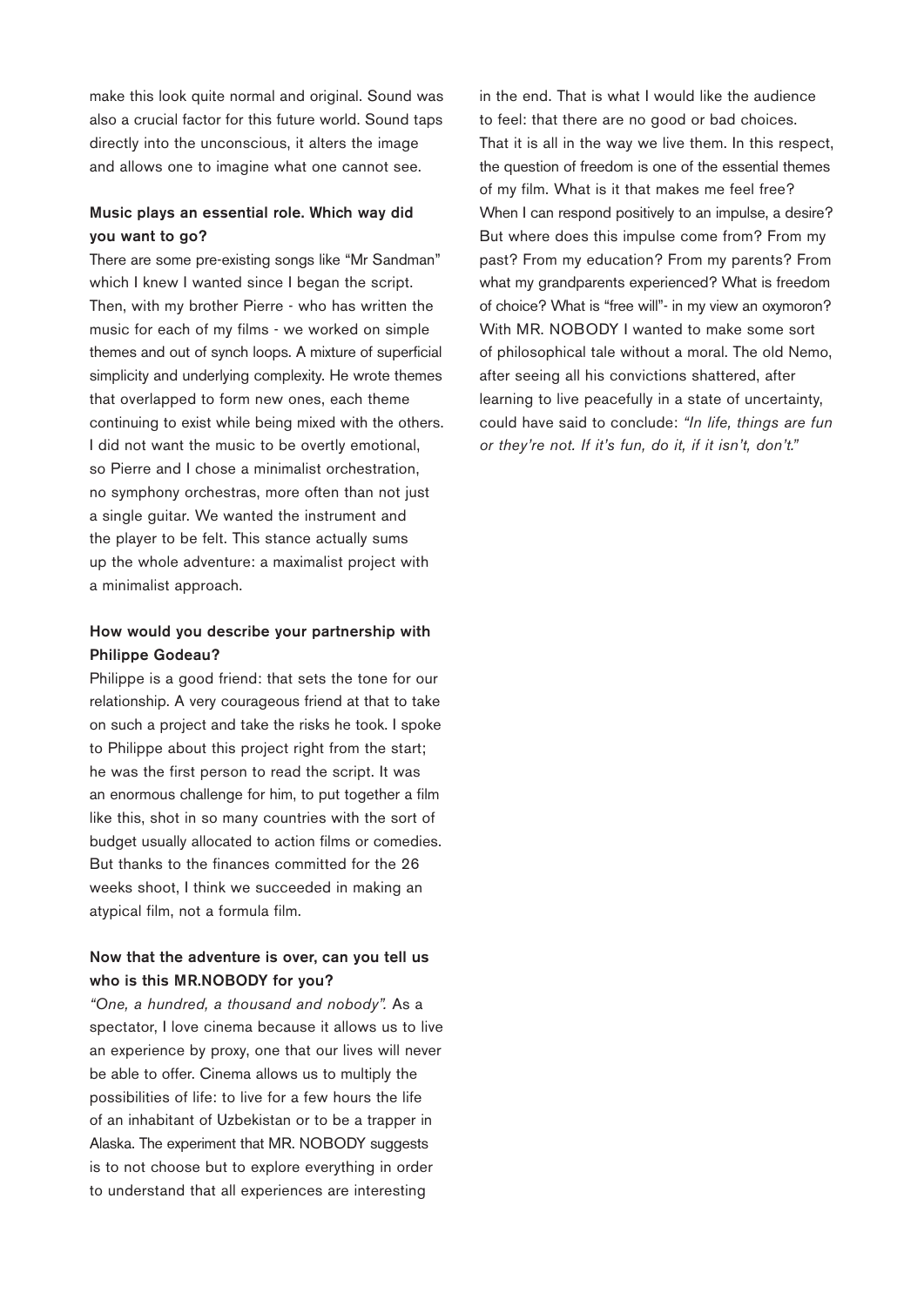make this look quite normal and original. Sound was also a crucial factor for this future world. Sound taps directly into the unconscious, it alters the image and allows one to imagine what one cannot see.

**Music plays an essential role. Which way did you want to go?**

There are some pre-existing songs like "Mr Sandman" which I knew I wanted since I began the script. Then, with my brother Pierre - who has written the music for each of my films - we worked on simple themes and out of synch loops. A mixture of superficial simplicity and underlying complexity. He wrote themes that overlapped to form new ones, each theme continuing to exist while being mixed with the others. I did not want the music to be overtly emotional, so Pierre and I chose a minimalist orchestration, no symphony orchestras, more often than not just a single guitar. We wanted the instrument and the player to be felt. This stance actually sums up the whole adventure: a maximalist project with a minimalist approach.

**How would you describe your partnership with Philippe Godeau?**

Philippe is a good friend: that sets the tone for our relationship. A very courageous friend at that to take on such a project and take the risks he took. I spoke to Philippe about this project right from the start; he was the first person to read the script. It was an enormous challenge for him, to put together a film like this, shot in so many countries with the sort of budget usually allocated to action films or comedies. But thanks to the finances committed for the 26 weeks shoot, I think we succeeded in making an atypical film, not a formula film.

**Now that the adventure is over, can you tell us who is this MR.NOBODY for you?**

*"One, a hundred, a thousand and nobody".* As a spectator, I love cinema because it allows us to live an experience by proxy, one that our lives will never be able to offer. Cinema allows us to multiply the possibilities of life: to live for a few hours the life of an inhabitant of Uzbekistan or to be a trapper in Alaska. The experiment that MR. NOBODY suggests is to not choose but to explore everything in order to understand that all experiences are interesting in the end. That is what I would like the audience to feel: that there are no good or bad choices. That it is all in the way we live them. In this respect, the question of freedom is one of the essential themes of my film. What is it that makes me feel free? When I can respond positively to an impulse, a desire? But where does this impulse come from? From my past? From my education? From my parents? From what my grandparents experienced? What is freedom of choice? What is "free will"- in my view an oxymoron? With MR. NOBODY I wanted to make some sort of philosophical tale without a moral. The old Nemo, after seeing all his convictions shattered, after learning to live peacefully in a state of uncertainty, could have said to conclude: *"In life, things are fun or they're not. If it's fun, do it, if it isn't, don't."*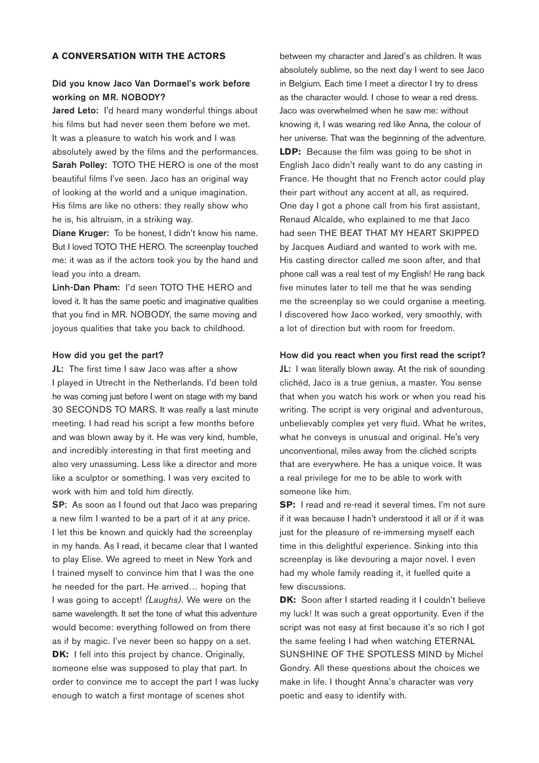## A CONVERSATION WITH THE ACTORS

### Did you know Jaco Van Dormael's work before working on MR. NOBODY?

**Jared Leto:** I'd heard many wonderful things about his films but had never seen them before we met. It was a pleasure to watch his work and I was absolutely awed by the films and the performances.

**Sarah Polley:** TOTO THE HERO is one of the most beautiful films I've seen. Jaco has an original way of looking at the world and a unique imagination. His films are like no others: they really show who he is, his altruism, in a striking way.

**Diane Kruger:** To be honest, I didn't know his name. But I loved TOTO THE HERO. The screenplay touched me: it was as if the actors took you by the hand and lead you into a dream.

**Linh-Dan Pham:** I'd seen TOTO THE HERO and loved it. It has the same poetic and imaginative qualities that you find in MR. NOBODY, the same moving and joyous qualities that take you back to childhood.

### How did you get the part?

**JL:** The first time I saw Jaco was after a show I played in Utrecht in the Netherlands. I'd been told he was coming just before I went on stage with my band 30 SECONDS TO MARS. It was really a last minute meeting. I had read his script a few months before and was blown away by it. He was very kind, humble, and incredibly interesting in that first meeting and also very unassuming. Less like a director and more like a sculptor or something. I was very excited to work with him and told him directly.

**SP:** As soon as I found out that Jaco was preparing a new film I wanted to be a part of it at any price. I let this be known and quickly had the screenplay in my hands. As I read, it became clear that I wanted to play Elise. We agreed to meet in New York and I trained myself to convince him that I was the one he needed for the part. He arrived… hoping that I was going to accept! *(Laughs).* We were on the same wavelength. It set the tone of what this adventure would become: everything followed on from there as if by magic. I've never been so happy on a set.

**DK:** I fell into this project by chance. Originally, someone else was supposed to play that part. In order to convince me to accept the part I was lucky enough to watch a first montage of scenes shot between my character and Jared's as children. It was absolutely sublime, so the next day I went to see Jaco in Belgium. Each time I meet a director I try to dress as the character would. I chose to wear a red dress. Jaco was overwhelmed when he saw me: without knowing it, I was wearing red like Anna, the colour of her universe. That was the beginning of the adventure.

**LDP:** Because the film was going to be shot in English Jaco didn't really want to do any casting in France. He thought that no French actor could play their part without any accent at all, as required. One day I got a phone call from his first assistant, Renaud Alcalde, who explained to me that Jaco had seen THE BEAT THAT MY HEART SKIPPED by Jacques Audiard and wanted to work with me. His casting director called me soon after, and that phone call was a real test of my English! He rang back five minutes later to tell me that he was sending me the screenplay so we could organise a meeting. I discovered how Jaco worked, very smoothly, with a lot of direction but with room for freedom.

### How did you react when you first read the script?

**JL:** I was literally blown away. At the risk of sounding clichéd, Jaco is a true genius, a master. You sense that when you watch his work or when you read his writing. The script is very original and adventurous, unbelievably complex yet very fluid. What he writes, what he conveys is unusual and original. He's very unconventional, miles away from the clichéd scripts that are everywhere. He has a unique voice. It was a real privilege for me to be able to work with someone like him.

**SP:** I read and re-read it several times. I'm not sure if it was because I hadn't understood it all or if it was just for the pleasure of re-immersing myself each time in this delightful experience. Sinking into this screenplay is like devouring a major novel. I even had my whole family reading it, it fuelled quite a few discussions.

**DK:** Soon after I started reading it I couldn't believe my luck! It was such a great opportunity. Even if the script was not easy at first because it's so rich I got the same feeling I had when watching ETERNAL SUNSHINE OF THE SPOTLESS MIND by Michel Gondry. All these questions about the choices we make in life. I thought Anna's character was very poetic and easy to identify with.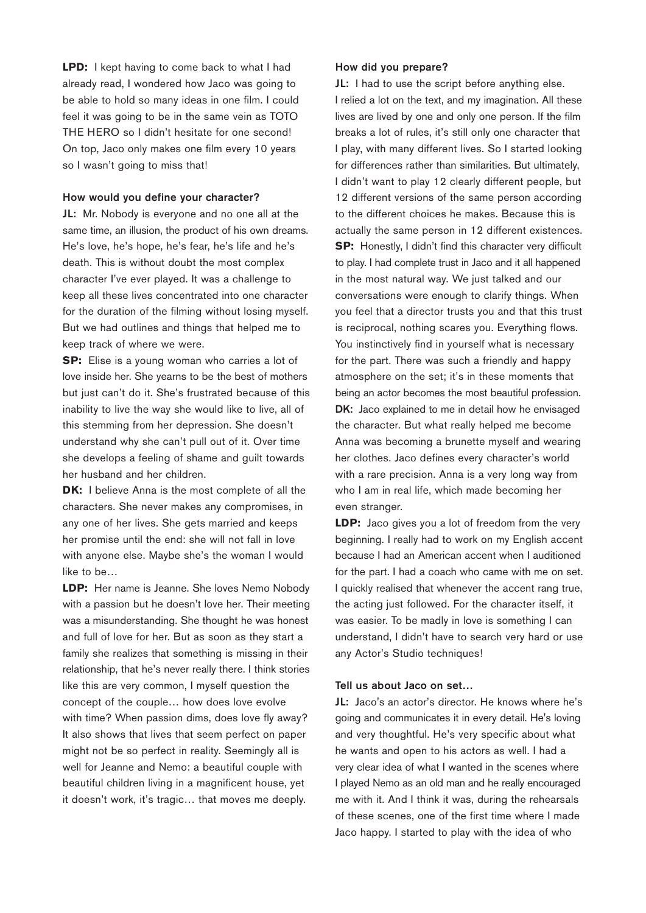**LPD:** I kept having to come back to what I had already read, I wondered how Jaco was going to be able to hold so many ideas in one film. I could feel it was going to be in the same vein as TOTO THE HERO so I didn't hesitate for one second! On top, Jaco only makes one film every 10 years so I wasn't going to miss that!

### How would you define your character?

**JL:** Mr. Nobody is everyone and no one all at the same time, an illusion, the product of his own dreams. He's love, he's hope, he's fear, he's life and he's death. This is without doubt the most complex character I've ever played. It was a challenge to keep all these lives concentrated into one character for the duration of the filming without losing myself. But we had outlines and things that helped me to keep track of where we were.

**SP:** Elise is a young woman who carries a lot of love inside her. She yearns to be the best of mothers but just can't do it. She's frustrated because of this inability to live the way she would like to live, all of this stemming from her depression. She doesn't understand why she can't pull out of it. Over time she develops a feeling of shame and guilt towards her husband and her children.

**DK:** I believe Anna is the most complete of all the characters. She never makes any compromises, in any one of her lives. She gets married and keeps her promise until the end: she will not fall in love with anyone else. Maybe she's the woman I would like to be…

**LDP:** Her name is Jeanne. She loves Nemo Nobody with a passion but he doesn't love her. Their meeting was a misunderstanding. She thought he was honest and full of love for her. But as soon as they start a family she realizes that something is missing in their relationship, that he's never really there. I think stories like this are very common, I myself question the concept of the couple… how does love evolve with time? When passion dims, does love fly away? It also shows that lives that seem perfect on paper might not be so perfect in reality. Seemingly all is well for Jeanne and Nemo: a beautiful couple with beautiful children living in a magnificent house, yet it doesn't work, it's tragic… that moves me deeply.

### How did you prepare?

**JL:** I had to use the script before anything else. I relied a lot on the text, and my imagination. All these lives are lived by one and only one person. If the film breaks a lot of rules, it's still only one character that I play, with many different lives. So I started looking for differences rather than similarities. But ultimately, I didn't want to play 12 clearly different people, but 12 different versions of the same person according to the different choices he makes. Because this is actually the same person in 12 different existences.

**SP:** Honestly, I didn't find this character very difficult to play. I had complete trust in Jaco and it all happened in the most natural way. We just talked and our conversations were enough to clarify things. When you feel that a director trusts you and that this trust is reciprocal, nothing scares you. Everything flows. You instinctively find in yourself what is necessary for the part. There was such a friendly and happy atmosphere on the set; it's in these moments that being an actor becomes the most beautiful profession.

**DK:** Jaco explained to me in detail how he envisaged the character. But what really helped me become Anna was becoming a brunette myself and wearing her clothes. Jaco defines every character's world with a rare precision. Anna is a very long way from who I am in real life, which made becoming her even stranger.

**LDP:** Jaco gives you a lot of freedom from the very beginning. I really had to work on my English accent because I had an American accent when I auditioned for the part. I had a coach who came with me on set. I quickly realised that whenever the accent rang true, the acting just followed. For the character itself, it was easier. To be madly in love is something I can understand, I didn't have to search very hard or use any Actor's Studio techniques!

### Tell us about Jaco on set…

**JL:** Jaco's an actor's director. He knows where he's going and communicates it in every detail. He's loving and very thoughtful. He's very specific about what he wants and open to his actors as well. I had a very clear idea of what I wanted in the scenes where I played Nemo as an old man and he really encouraged me with it. And I think it was, during the rehearsals of these scenes, one of the first time where I made Jaco happy. I started to play with the idea of who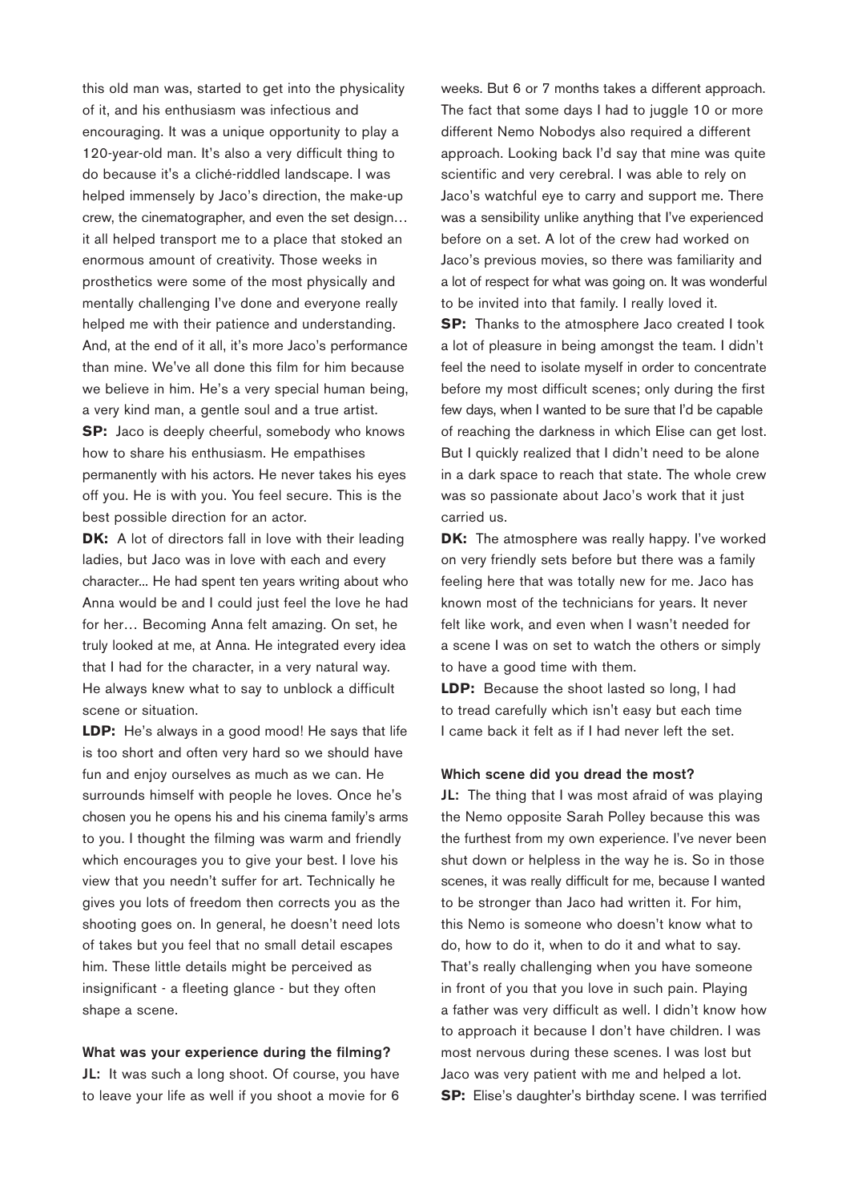this old man was, started to get into the physicality of it, and his enthusiasm was infectious and encouraging. It was a unique opportunity to play a 120-year-old man. It's also a very difficult thing to do because it's a cliché-riddled landscape. I was helped immensely by Jaco's direction, the make-up crew, the cinematographer, and even the set design… it all helped transport me to a place that stoked an enormous amount of creativity. Those weeks in prosthetics were some of the most physically and mentally challenging I've done and everyone really helped me with their patience and understanding. And, at the end of it all, it's more Jaco's performance than mine. We've all done this film for him because we believe in him. He's a very special human being, a very kind man, a gentle soul and a true artist.

**SP:** Jaco is deeply cheerful, somebody who knows how to share his enthusiasm. He empathises permanently with his actors. He never takes his eyes off you. He is with you. You feel secure. This is the best possible direction for an actor.

**DK:** A lot of directors fall in love with their leading ladies, but Jaco was in love with each and every character... He had spent ten years writing about who Anna would be and I could just feel the love he had for her… Becoming Anna felt amazing. On set, he truly looked at me, at Anna. He integrated every idea that I had for the character, in a very natural way. He always knew what to say to unblock a difficult scene or situation.

**LDP:** He's always in a good mood! He says that life is too short and often very hard so we should have fun and enjoy ourselves as much as we can. He surrounds himself with people he loves. Once he's chosen you he opens his and his cinema family's arms to you. I thought the filming was warm and friendly which encourages you to give your best. I love his view that you needn't suffer for art. Technically he gives you lots of freedom then corrects you as the shooting goes on. In general, he doesn't need lots of takes but you feel that no small detail escapes him. These little details might be perceived as insignificant - a fleeting glance - but they often shape a scene.

**What was your experience during the filming?**

**JL:** It was such a long shoot. Of course, you have to leave your life as well if you shoot a movie for 6 weeks. But 6 or 7 months takes a different approach. The fact that some days I had to juggle 10 or more different Nemo Nobodys also required a different approach. Looking back I'd say that mine was quite scientific and very cerebral. I was able to rely on Jaco's watchful eye to carry and support me. There was a sensibility unlike anything that I've experienced before on a set. A lot of the crew had worked on Jaco's previous movies, so there was familiarity and a lot of respect for what was going on. It was wonderful to be invited into that family. I really loved it.

**SP:** Thanks to the atmosphere Jaco created I took a lot of pleasure in being amongst the team. I didn't feel the need to isolate myself in order to concentrate before my most difficult scenes; only during the first few days, when I wanted to be sure that I'd be capable of reaching the darkness in which Elise can get lost. But I quickly realized that I didn't need to be alone in a dark space to reach that state. The whole crew was so passionate about Jaco's work that it just carried us.

**DK:** The atmosphere was really happy. I've worked on very friendly sets before but there was a family feeling here that was totally new for me. Jaco has known most of the technicians for years. It never felt like work, and even when I wasn't needed for a scene I was on set to watch the others or simply to have a good time with them.

**LDP:** Because the shoot lasted so long, I had to tread carefully which isn't easy but each time I came back it felt as if I had never left the set.

**Which scene did you dread the most?**

**JL:** The thing that I was most afraid of was playing the Nemo opposite Sarah Polley because this was the furthest from my own experience. I've never been shut down or helpless in the way he is. So in those scenes, it was really difficult for me, because I wanted to be stronger than Jaco had written it. For him, this Nemo is someone who doesn't know what to do, how to do it, when to do it and what to say. That's really challenging when you have someone in front of you that you love in such pain. Playing a father was very difficult as well. I didn't know how to approach it because I don't have children. I was most nervous during these scenes. I was lost but Jaco was very patient with me and helped a lot.

**SP:** Elise's daughter's birthday scene. I was terrified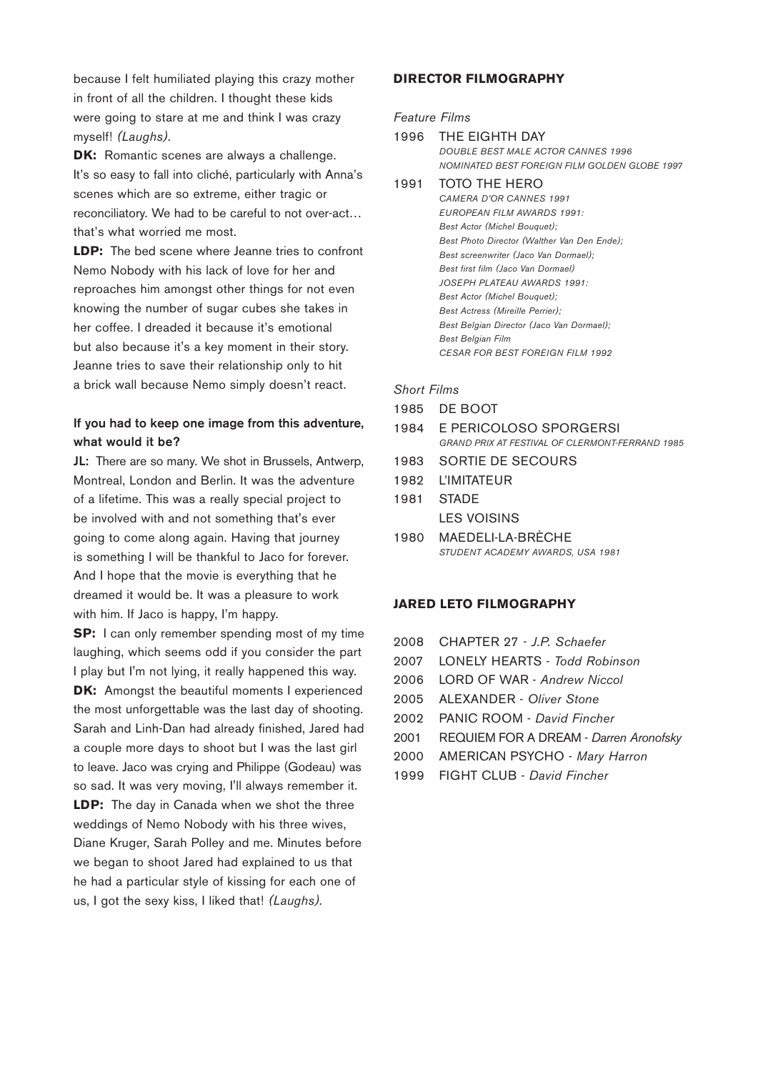because I felt humiliated playing this crazy mother in front of all the children. I thought these kids were going to stare at me and think I was crazy myself! *(Laughs).*

**DK:** Romantic scenes are always a challenge. It's so easy to fall into cliché, particularly with Anna's scenes which are so extreme, either tragic or reconciliatory. We had to be careful to not over-act… that's what worried me most.

**LDP:** The bed scene where Jeanne tries to confront Nemo Nobody with his lack of love for her and reproaches him amongst other things for not even knowing the number of sugar cubes she takes in her coffee. I dreaded it because it's emotional but also because it's a key moment in their story. Jeanne tries to save their relationship only to hit a brick wall because Nemo simply doesn't react.

**If you had to keep one image from this adventure, what would it be?**

**JL:** There are so many. We shot in Brussels, Antwerp, Montreal, London and Berlin. It was the adventure of a lifetime. This was a really special project to be involved with and not something that's ever going to come along again. Having that journey is something I will be thankful to Jaco for forever. And I hope that the movie is everything that he dreamed it would be. It was a pleasure to work with him. If Jaco is happy, I'm happy.

**SP:** I can only remember spending most of my time laughing, which seems odd if you consider the part I play but I'm not lying, it really happened this way.

**DK:** Amongst the beautiful moments I experienced the most unforgettable was the last day of shooting. Sarah and Linh-Dan had already finished, Jared had a couple more days to shoot but I was the last girl to leave. Jaco was crying and Philippe (Godeau) was so sad. It was very moving, I'll always remember it.

**LDP:** The day in Canada when we shot the three weddings of Nemo Nobody with his three wives, Diane Kruger, Sarah Polley and me. Minutes before we began to shoot Jared had explained to us that he had a particular style of kissing for each one of us, I got the sexy kiss, I liked that! *(Laughs).*

## DIRECTOR FILMOGRAPHY

*Feature Films*

1996 THE EIGHTH DAY
*DOUBLE BEST MALE ACTOR CANNES 1996*
*NOMINATED BEST FOREIGN FILM GOLDEN GLOBE 1997*

1991 TOTO THE HERO
*CAMERA D'OR CANNES 1991*
*EUROPEAN FILM AWARDS 1991:*
*Best Actor (Michel Bouquet);*
*Best Photo Director (Walther Van Den Ende);*
*Best screenwriter (Jaco Van Dormael);*
*Best first film (Jaco Van Dormael)*
*JOSEPH PLATEAU AWARDS 1991:*
*Best Actor (Michel Bouquet);*
*Best Actress (Mireille Perrier);*
*Best Belgian Director (Jaco Van Dormael);*
*Best Belgian Film*
*CESAR FOR BEST FOREIGN FILM 1992*

*Short Films*

1985 DE BOOT

1984 E PERICOLOSO SPORGERSI
*GRAND PRIX AT FESTIVAL OF CLERMONT-FERRAND 1985*

1983 SORTIE DE SECOURS

1982 L'IMITATEUR

1981 STADE
LES VOISINS

1980 MAEDELI-LA-BRÈCHE
*STUDENT ACADEMY AWARDS, USA 1981*

## JARED LETO FILMOGRAPHY

2008 CHAPTER 27 - *J.P. Schaefer*
2007 LONELY HEARTS - *Todd Robinson*
2006 LORD OF WAR - *Andrew Niccol*
2005 ALEXANDER - *Oliver Stone*
2002 PANIC ROOM - *David Fincher*
2001 REQUIEM FOR A DREAM - *Darren Aronofsky*
2000 AMERICAN PSYCHO - *Mary Harron*
1999 FIGHT CLUB - *David Fincher*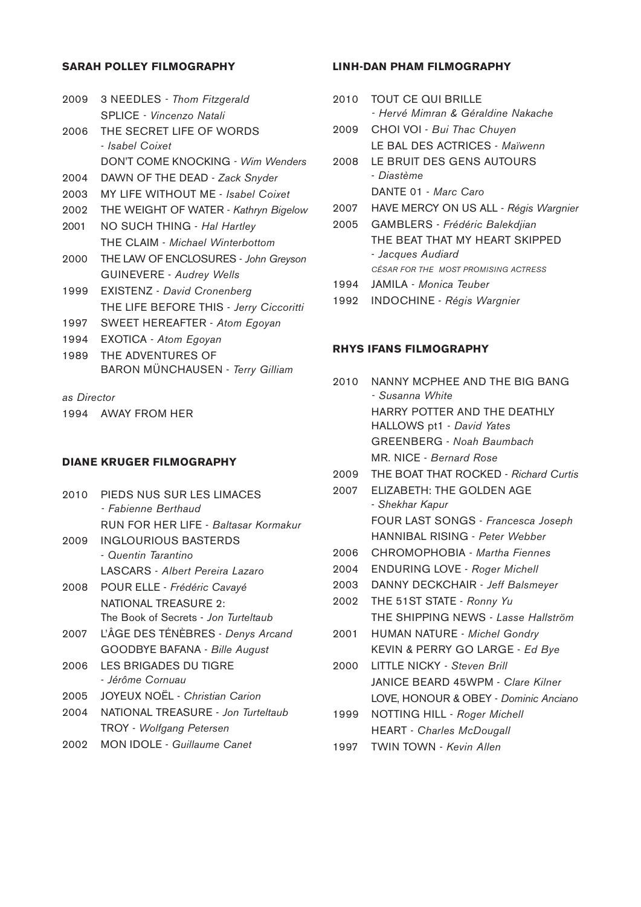## SARAH POLLEY FILMOGRAPHY

2009 3 NEEDLES - *Thom Fitzgerald*
SPLICE - *Vincenzo Natali*
2006 THE SECRET LIFE OF WORDS - *Isabel Coixet*
DON'T COME KNOCKING - *Wim Wenders*
2004 DAWN OF THE DEAD - *Zack Snyder*
2003 MY LIFE WITHOUT ME - *Isabel Coixet*
2002 THE WEIGHT OF WATER - *Kathryn Bigelow*
2001 NO SUCH THING - *Hal Hartley*
THE CLAIM - *Michael Winterbottom*
2000 THE LAW OF ENCLOSURES - *John Greyson*
GUINEVERE - *Audrey Wells*
1999 EXISTENZ - *David Cronenberg*
THE LIFE BEFORE THIS - *Jerry Ciccoritti*
1997 SWEET HEREAFTER - *Atom Egoyan*
1994 EXOTICA - *Atom Egoyan*
1989 THE ADVENTURES OF BARON MÜNCHAUSEN - *Terry Gilliam*

*as Director*

1994 AWAY FROM HER

## DIANE KRUGER FILMOGRAPHY

2010 PIEDS NUS SUR LES LIMACES - *Fabienne Berthaud*
RUN FOR HER LIFE - *Baltasar Kormakur*
2009 INGLOURIOUS BASTERDS - *Quentin Tarantino*
LASCARS - *Albert Pereira Lazaro*
2008 POUR ELLE - *Frédéric Cavayé*
NATIONAL TREASURE 2: The Book of Secrets - *Jon Turteltaub*
2007 L'ÂGE DES TÉNÈBRES - *Denys Arcand*
GOODBYE BAFANA - *Bille August*
2006 LES BRIGADES DU TIGRE - *Jérôme Cornuau*
2005 JOYEUX NOËL - *Christian Carion*
2004 NATIONAL TREASURE - *Jon Turteltaub*
TROY - *Wolfgang Petersen*
2002 MON IDOLE - *Guillaume Canet*

## LINH-DAN PHAM FILMOGRAPHY

2010 TOUT CE QUI BRILLE - *Hervé Mimran & Géraldine Nakache*
2009 CHOI VOI - *Bui Thac Chuyen*
LE BAL DES ACTRICES - *Maïwenn*
2008 LE BRUIT DES GENS AUTOURS - *Diastème*
DANTE 01 - *Marc Caro*
2007 HAVE MERCY ON US ALL - *Régis Wargnier*
2005 GAMBLERS - *Frédéric Balekdjian*
THE BEAT THAT MY HEART SKIPPED - *Jacques Audiard*
*CÉSAR FOR THE MOST PROMISING ACTRESS*
1994 JAMILA - *Monica Teuber*
1992 INDOCHINE - *Régis Wargnier*

## RHYS IFANS FILMOGRAPHY

2010 NANNY MCPHEE AND THE BIG BANG - *Susanna White*
HARRY POTTER AND THE DEATHLY HALLOWS pt1 - *David Yates*
GREENBERG - *Noah Baumbach*
MR. NICE - *Bernard Rose*
2009 THE BOAT THAT ROCKED - *Richard Curtis*
2007 ELIZABETH: THE GOLDEN AGE - *Shekhar Kapur*
FOUR LAST SONGS - *Francesca Joseph*
HANNIBAL RISING - *Peter Webber*
2006 CHROMOPHOBIA - *Martha Fiennes*
2004 ENDURING LOVE - *Roger Michell*
2003 DANNY DECKCHAIR - *Jeff Balsmeyer*
2002 THE 51ST STATE - *Ronny Yu*
THE SHIPPING NEWS - *Lasse Hallström*
2001 HUMAN NATURE - *Michel Gondry*
KEVIN & PERRY GO LARGE - *Ed Bye*
2000 LITTLE NICKY - *Steven Brill*
JANICE BEARD 45WPM - *Clare Kilner*
LOVE, HONOUR & OBEY - *Dominic Anciano*
1999 NOTTING HILL - *Roger Michell*
HEART - *Charles McDougall*
1997 TWIN TOWN - *Kevin Allen*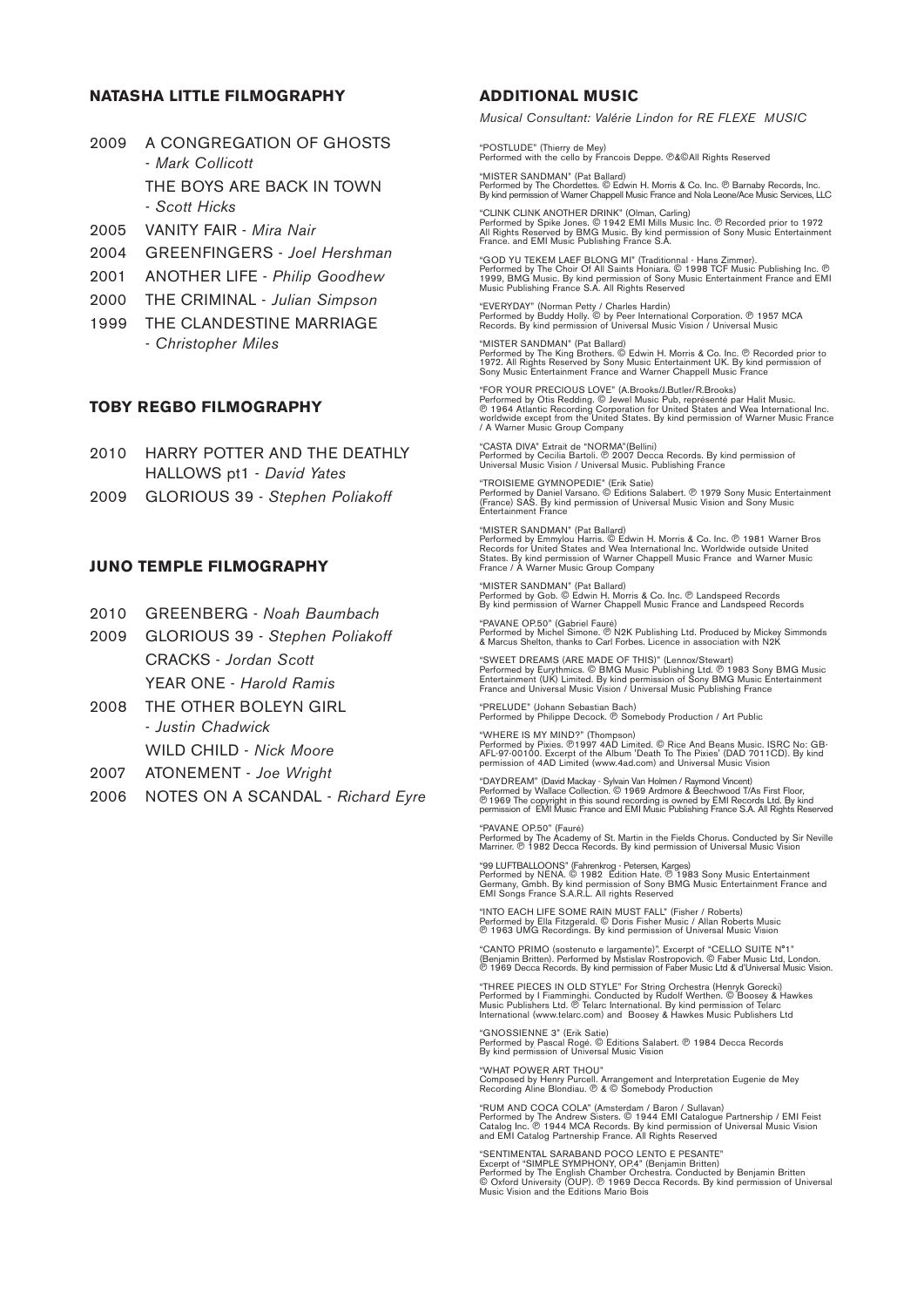## NATASHA LITTLE FILMOGRAPHY

2009 A CONGREGATION OF GHOSTS - *Mark Collicott*
THE BOYS ARE BACK IN TOWN - *Scott Hicks*
2005 VANITY FAIR - *Mira Nair*
2004 GREENFINGERS - *Joel Hershman*
2001 ANOTHER LIFE - *Philip Goodhew*
2000 THE CRIMINAL - *Julian Simpson*
1999 THE CLANDESTINE MARRIAGE - *Christopher Miles*

## TOBY REGBO FILMOGRAPHY

2010 HARRY POTTER AND THE DEATHLY HALLOWS pt1 - *David Yates*
2009 GLORIOUS 39 - *Stephen Poliakoff*

## JUNO TEMPLE FILMOGRAPHY

2010 GREENBERG - *Noah Baumbach*
2009 GLORIOUS 39 - *Stephen Poliakoff*
CRACKS - *Jordan Scott*
YEAR ONE - *Harold Ramis*
2008 THE OTHER BOLEYN GIRL - *Justin Chadwick*
WILD CHILD - *Nick Moore*
2007 ATONEMENT - *Joe Wright*
2006 NOTES ON A SCANDAL - *Richard Eyre*

## ADDITIONAL MUSIC

*Musical Consultant: Valérie Lindon for RE FLEXE MUSIC*

"POSTLUDE" (Thierry de Mey)
Performed with the cello by Francois Deppe. ℗&©All Rights Reserved

"MISTER SANDMAN" (Pat Ballard)
Performed by The Chordettes. © Edwin H. Morris & Co. Inc. ℗ Barnaby Records, Inc. By kind permission of Warner Chappell Music France and Nola Leone/Ace Music Services, LLC

"CLINK CLINK ANOTHER DRINK" (Olman, Carling)
Performed by Spike Jones. © 1942 EMI Mills Music Inc. ℗ Recorded prior to 1972 All Rights Reserved by BMG Music. By kind permission of Sony Music Entertainment France. and EMI Music Publishing France S.A.

"GOD YU TEKEM LAEF BLONG MI" (Traditionnal - Hans Zimmer).
Performed by The Choir Of All Saints Honiara. © 1998 TCF Music Publishing Inc. ℗ 1999, BMG Music. By kind permission of Sony Music Entertainment France and EMI Music Publishing France S.A. All Rights Reserved

"EVERYDAY" (Norman Petty / Charles Hardin)
Performed by Buddy Holly. © by Peer International Corporation. ℗ 1957 MCA Records. By kind permission of Universal Music Vision / Universal Music

"MISTER SANDMAN" (Pat Ballard)
Performed by The King Brothers. © Edwin H. Morris & Co. Inc. ℗ Recorded prior to 1972. All Rights Reserved by Sony Music Entertainment UK. By kind permission of Sony Music Entertainment France and Warner Chappell Music France

"FOR YOUR PRECIOUS LOVE" (A.Brooks/J.Butler/R.Brooks)
Performed by Otis Redding. © Jewel Music Pub, représenté par Halit Music. ℗ 1964 Atlantic Recording Corporation for United States and Wea International Inc. worldwide except from the United States. By kind permission of Warner Music France / A Warner Music Group Company

"CASTA DIVA" Extrait de "NORMA"(Bellini)
Performed by Cecilia Bartoli. ℗ 2007 Decca Records. By kind permission of Universal Music Vision / Universal Music. Publishing France

"TROISIEME GYMNOPEDIE" (Erik Satie)
Performed by Daniel Varsano. © Editions Salabert. ℗ 1979 Sony Music Entertainment (France) SAS. By kind permission of Universal Music Vision and Sony Music Entertainment France

"MISTER SANDMAN" (Pat Ballard)
Performed by Emmylou Harris. © Edwin H. Morris & Co. Inc. ℗ 1981 Warner Bros Records for United States and Wea International Inc. Worldwide outside United States. By kind permission of Warner Chappell Music France and Warner Music France / A Warner Music Group Company

"MISTER SANDMAN" (Pat Ballard)
Performed by Gob. © Edwin H. Morris & Co. Inc. ℗ Landspeed Records By kind permission of Warner Chappell Music France and Landspeed Records

"PAVANE OP.50" (Gabriel Fauré)
Performed by Michel Simone. ℗ N2K Publishing Ltd. Produced by Mickey Simmonds & Marcus Shelton, thanks to Carl Forbes. Licence in association with N2K

"SWEET DREAMS (ARE MADE OF THIS)" (Lennox/Stewart)
Performed by Eurythmics. © BMG Music Publishing Ltd. ℗ 1983 Sony BMG Music Entertainment (UK) Limited. By kind permission of Sony BMG Music Entertainment France and Universal Music Vision / Universal Music Publishing France

"PRELUDE" (Johann Sebastian Bach)
Performed by Philippe Decock. ℗ Somebody Production / Art Public

"WHERE IS MY MIND?" (Thompson)
Performed by Pixies. ℗1997 4AD Limited. © Rice And Beans Music. ISRC No: GB-AFL-97-00100. Excerpt of the Album 'Death To The Pixies' (DAD 7011CD). By kind permission of 4AD Limited (www.4ad.com) and Universal Music Vision

"DAYDREAM" (David Mackay - Sylvain Van Holmen / Raymond Vincent)
Performed by Wallace Collection. © 1969 Ardmore & Beechwood T/As First Floor, ℗ 1969 The copyright in this sound recording is owned by EMI Records Ltd. By kind permission of EMI Music France and EMI Music Publishing France S.A. All Rights Reserved

"PAVANE OP.50" (Fauré)
Performed by The Academy of St. Martin in the Fields Chorus. Conducted by Sir Neville Marriner. ℗ 1982 Decca Records. By kind permission of Universal Music Vision

"99 LUFTBALLOONS" (Fahrenkrog - Petersen, Karges)
Performed by NENA. © 1982 Edition Hate. ℗ 1983 Sony Music Entertainment Germany, Gmbh. By kind permission of Sony BMG Music Entertainment France and EMI Songs France S.A.R.L. All rights Reserved

"INTO EACH LIFE SOME RAIN MUST FALL" (Fisher / Roberts)
Performed by Ella Fitzgerald. © Doris Fisher Music / Allan Roberts Music ℗ 1963 UMG Recordings. By kind permission of Universal Music Vision

"CANTO PRIMO (sostenuto e largamente)". Excerpt of "CELLO SUITE N°1" (Benjamin Britten). Performed by Mstislav Rostropovich. © Faber Music Ltd, London. ℗ 1969 Decca Records. By kind permission of Faber Music Ltd & d'Universal Music Vision.

"THREE PIECES IN OLD STYLE" For String Orchestra (Henryk Gorecki)
Performed by I Fiamminghi. Conducted by Rudolf Werthen. © Boosey & Hawkes Music Publishers Ltd. ℗ Telarc International. By kind permission of Telarc International (www.telarc.com) and Boosey & Hawkes Music Publishers Ltd

"GNOSSIENNE 3" (Erik Satie)
Performed by Pascal Rogé. © Editions Salabert. ℗ 1984 Decca Records By kind permission of Universal Music Vision

"WHAT POWER ART THOU"
Composed by Henry Purcell. Arrangement and Interpretation Eugenie de Mey Recording Aline Blondiau. ℗ & © Somebody Production

"RUM AND COCA COLA" (Amsterdam / Baron / Sullavan)
Performed by The Andrew Sisters. © 1944 EMI Catalogue Partnership / EMI Feist Catalog Inc. ℗ 1944 MCA Records. By kind permission of Universal Music Vision and EMI Catalog Partnership France. All Rights Reserved

"SENTIMENTAL SARABAND POCO LENTO E PESANTE"
Excerpt of "SIMPLE SYMPHONY, OP.4" (Benjamin Britten)
Performed by The English Chamber Orchestra. Conducted by Benjamin Britten © Oxford University (OUP). ℗ 1969 Decca Records. By kind permission of Universal Music Vision and the Editions Mario Bois